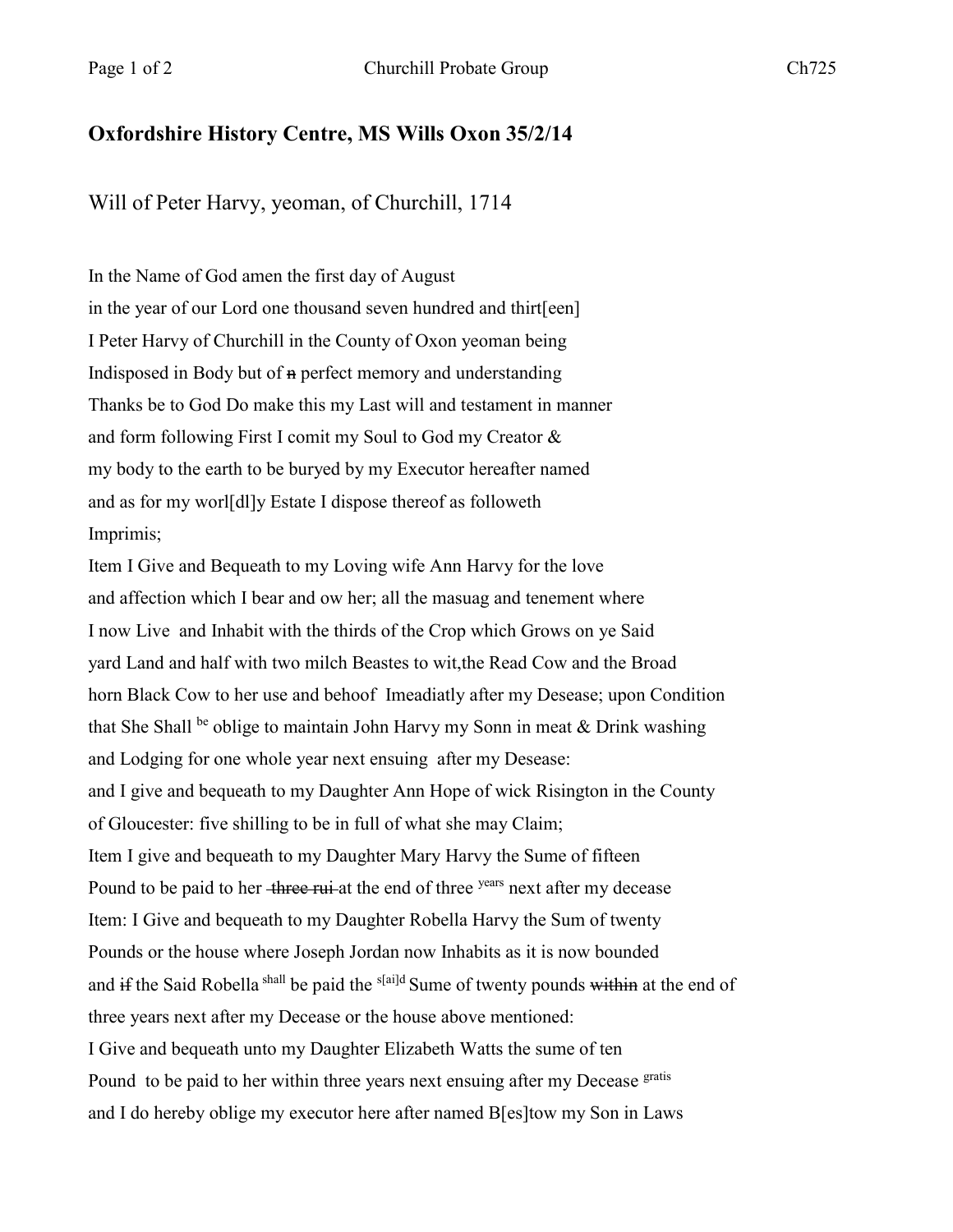## Oxfordshire History Centre, MS Wills Oxon 35/2/14

Will of Peter Harvy, yeoman, of Churchill, 1714

In the Name of God amen the first day of August
in the year of our Lord one thousand seven hundred and thirt[een]
I Peter Harvy of Churchill in the County of Oxon yeoman being
Indisposed in Body but of ~~n~~ perfect memory and understanding
Thanks be to God Do make this my Last will and testament in manner
and form following First I comit my Soul to God my Creator &
my body to the earth to be buryed by my Executor hereafter named
and as for my worl[dl]y Estate I dispose thereof as followeth
Imprimis;
Item I Give and Bequeath to my Loving wife Ann Harvy for the love
and affection which I bear and ow her; all the masuag and tenement where
I now Live and Inhabit with the thirds of the Crop which Grows on ye Said
yard Land and half with two milch Beastes to wit,the Read Cow and the Broad
horn Black Cow to her use and behoof Imeadiatly after my Desease; upon Condition
that She Shall [be] oblige to maintain John Harvy my Sonn in meat & Drink washing
and Lodging for one whole year next ensuing after my Desease:
and I give and bequeath to my Daughter Ann Hope of wick Risington in the County
of Gloucester: five shilling to be in full of what she may Claim;
Item I give and bequeath to my Daughter Mary Harvy the Sume of fifteen
Pound to be paid to her ~~three rui~~ at the end of three [years] next after my decease
Item: I Give and bequeath to my Daughter Robella Harvy the Sum of twenty
Pounds or the house where Joseph Jordan now Inhabits as it is now bounded
and ~~if~~ the Said Robella [shall] be paid the [s[ai]d] Sume of twenty pounds ~~within~~ at the end of
three years next after my Decease or the house above mentioned:
I Give and bequeath unto my Daughter Elizabeth Watts the sume of ten
Pound to be paid to her within three years next ensuing after my Decease [gratis]
and I do hereby oblige my executor here after named B[es]tow my Son in Laws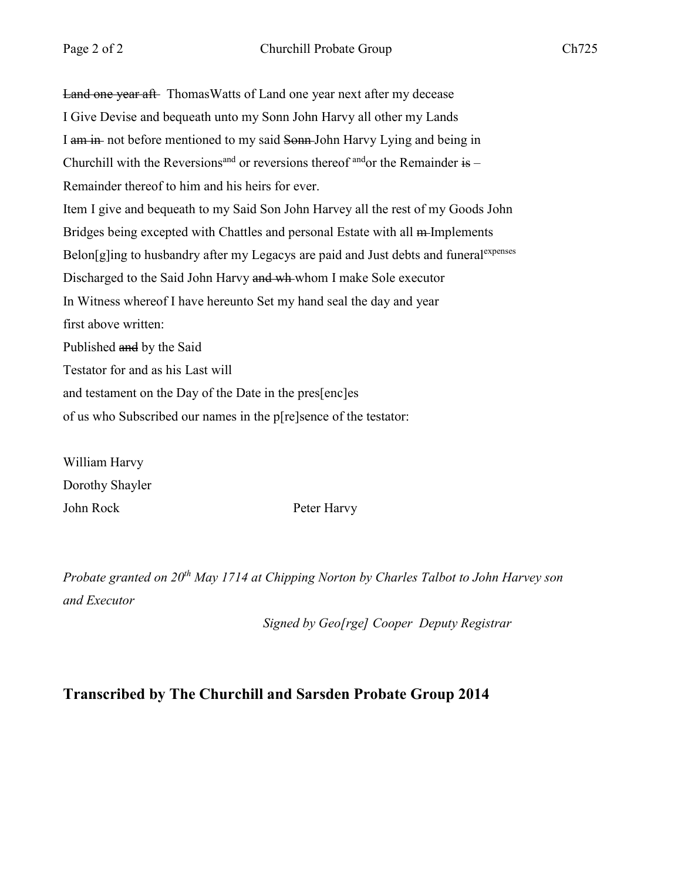~~Land one year aft~~ ThomasWatts of Land one year next after my decease
I Give Devise and bequeath unto my Sonn John Harvy all other my Lands
I ~~am in~~ not before mentioned to my said ~~Sonn~~ John Harvy Lying and being in
Churchill with the Reversions[and] or reversions thereof [and]or the Remainder ~~is~~ –
Remainder thereof to him and his heirs for ever.
Item I give and bequeath to my Said Son John Harvey all the rest of my Goods John
Bridges being excepted with Chattles and personal Estate with all ~~m~~ Implements
Belon[g]ing to husbandry after my Legacys are paid and Just debts and funeral[expenses]
Discharged to the Said John Harvy ~~and wh~~ whom I make Sole executor
In Witness whereof I have hereunto Set my hand seal the day and year
first above written:
Published ~~and~~ by the Said
Testator for and as his Last will
and testament on the Day of the Date in the pres[enc]es
of us who Subscribed our names in the p[re]sence of the testator:

William Harvy
Dorothy Shayler
John Rock                                        Peter Harvy

*Probate granted on 20th May 1714 at Chipping Norton by Charles Talbot to John Harvey son and Executor*

*Signed by Geo[rge] Cooper Deputy Registrar*

**Transcribed by The Churchill and Sarsden Probate Group 2014**